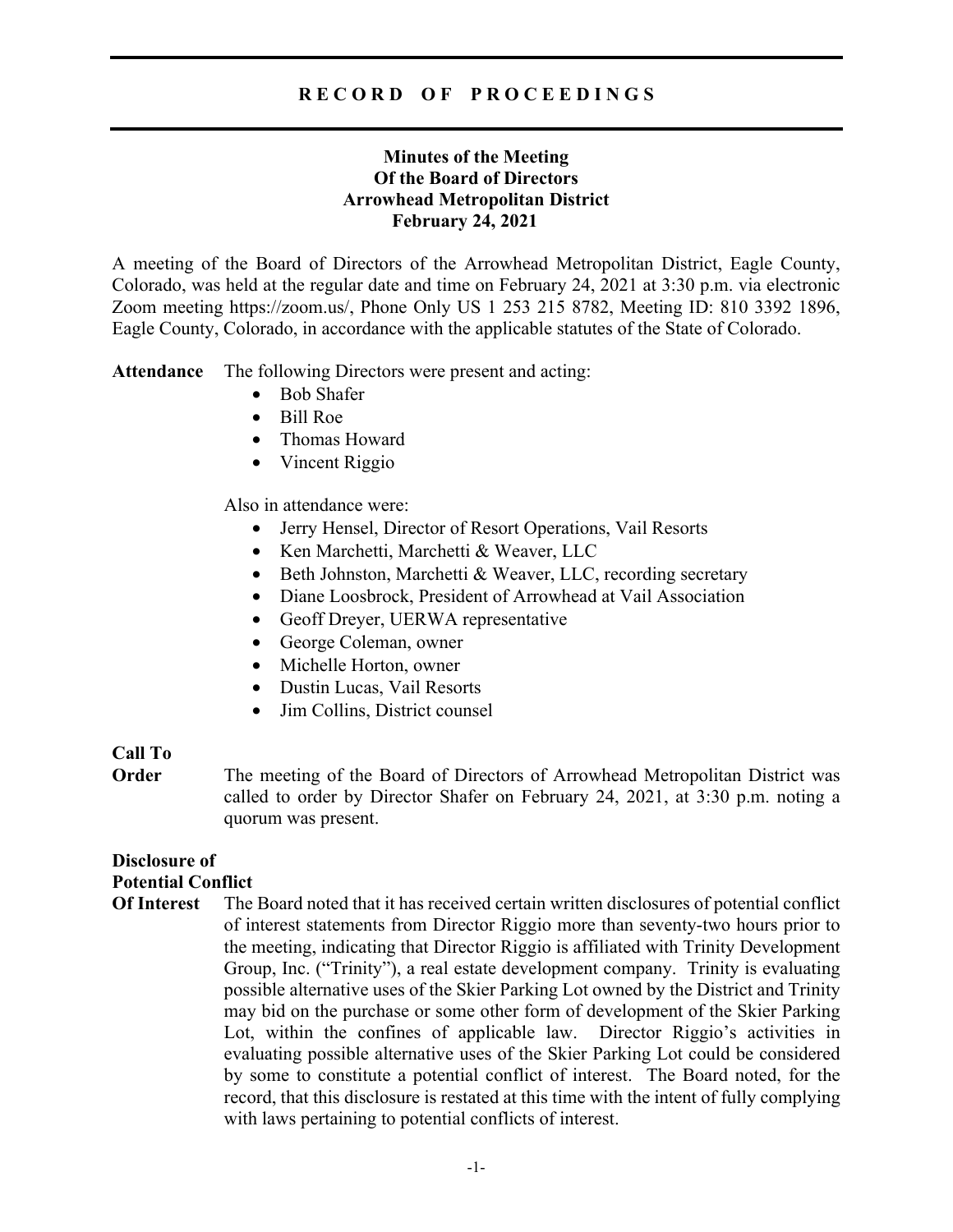# RECORD OF PROCEEDINGS

**Minutes of the Meeting**
**Of the Board of Directors**
**Arrowhead Metropolitan District**
**February 24, 2021**

A meeting of the Board of Directors of the Arrowhead Metropolitan District, Eagle County, Colorado, was held at the regular date and time on February 24, 2021 at 3:30 p.m. via electronic Zoom meeting https://zoom.us/, Phone Only US 1 253 215 8782, Meeting ID: 810 3392 1896, Eagle County, Colorado, in accordance with the applicable statutes of the State of Colorado.

**Attendance** The following Directors were present and acting:

- Bob Shafer
- Bill Roe
- Thomas Howard
- Vincent Riggio

Also in attendance were:

- Jerry Hensel, Director of Resort Operations, Vail Resorts
- Ken Marchetti, Marchetti & Weaver, LLC
- Beth Johnston, Marchetti & Weaver, LLC, recording secretary
- Diane Loosbrock, President of Arrowhead at Vail Association
- Geoff Dreyer, UERWA representative
- George Coleman, owner
- Michelle Horton, owner
- Dustin Lucas, Vail Resorts
- Jim Collins, District counsel

**Call To Order** The meeting of the Board of Directors of Arrowhead Metropolitan District was called to order by Director Shafer on February 24, 2021, at 3:30 p.m. noting a quorum was present.

**Disclosure of Potential Conflict Of Interest** The Board noted that it has received certain written disclosures of potential conflict of interest statements from Director Riggio more than seventy-two hours prior to the meeting, indicating that Director Riggio is affiliated with Trinity Development Group, Inc. ("Trinity"), a real estate development company. Trinity is evaluating possible alternative uses of the Skier Parking Lot owned by the District and Trinity may bid on the purchase or some other form of development of the Skier Parking Lot, within the confines of applicable law. Director Riggio's activities in evaluating possible alternative uses of the Skier Parking Lot could be considered by some to constitute a potential conflict of interest. The Board noted, for the record, that this disclosure is restated at this time with the intent of fully complying with laws pertaining to potential conflicts of interest.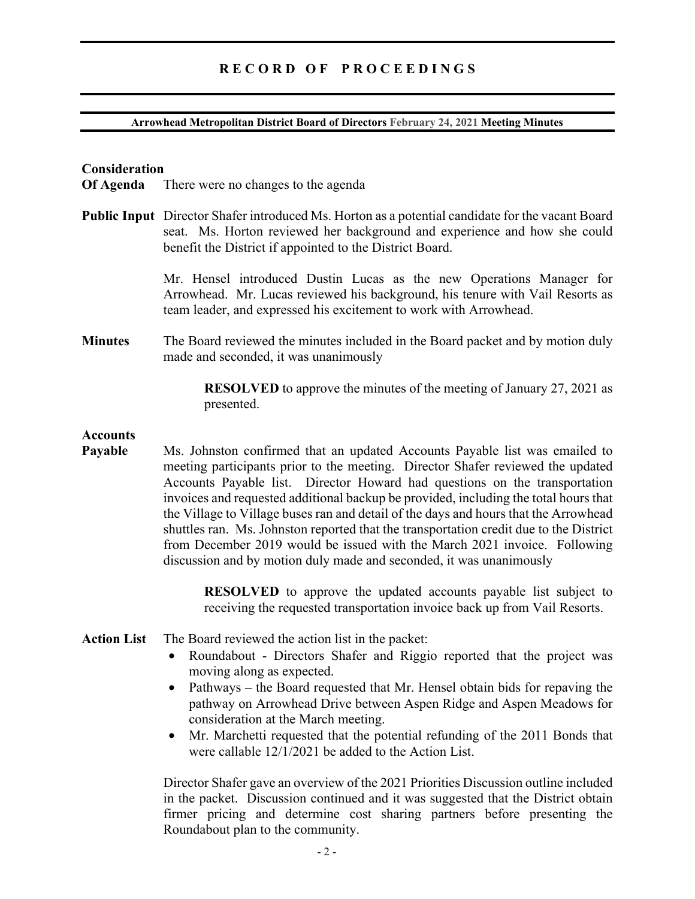**Consideration Of Agenda**

There were no changes to the agenda

**Public Input**

Director Shafer introduced Ms. Horton as a potential candidate for the vacant Board seat. Ms. Horton reviewed her background and experience and how she could benefit the District if appointed to the District Board.

Mr. Hensel introduced Dustin Lucas as the new Operations Manager for Arrowhead. Mr. Lucas reviewed his background, his tenure with Vail Resorts as team leader, and expressed his excitement to work with Arrowhead.

**Minutes**

The Board reviewed the minutes included in the Board packet and by motion duly made and seconded, it was unanimously

> **RESOLVED** to approve the minutes of the meeting of January 27, 2021 as presented.

**Accounts Payable**

Ms. Johnston confirmed that an updated Accounts Payable list was emailed to meeting participants prior to the meeting. Director Shafer reviewed the updated Accounts Payable list. Director Howard had questions on the transportation invoices and requested additional backup be provided, including the total hours that the Village to Village buses ran and detail of the days and hours that the Arrowhead shuttles ran. Ms. Johnston reported that the transportation credit due to the District from December 2019 would be issued with the March 2021 invoice. Following discussion and by motion duly made and seconded, it was unanimously

> **RESOLVED** to approve the updated accounts payable list subject to receiving the requested transportation invoice back up from Vail Resorts.

**Action List**

The Board reviewed the action list in the packet:

- Roundabout - Directors Shafer and Riggio reported that the project was moving along as expected.
- Pathways – the Board requested that Mr. Hensel obtain bids for repaving the pathway on Arrowhead Drive between Aspen Ridge and Aspen Meadows for consideration at the March meeting.
- Mr. Marchetti requested that the potential refunding of the 2011 Bonds that were callable 12/1/2021 be added to the Action List.

Director Shafer gave an overview of the 2021 Priorities Discussion outline included in the packet. Discussion continued and it was suggested that the District obtain firmer pricing and determine cost sharing partners before presenting the Roundabout plan to the community.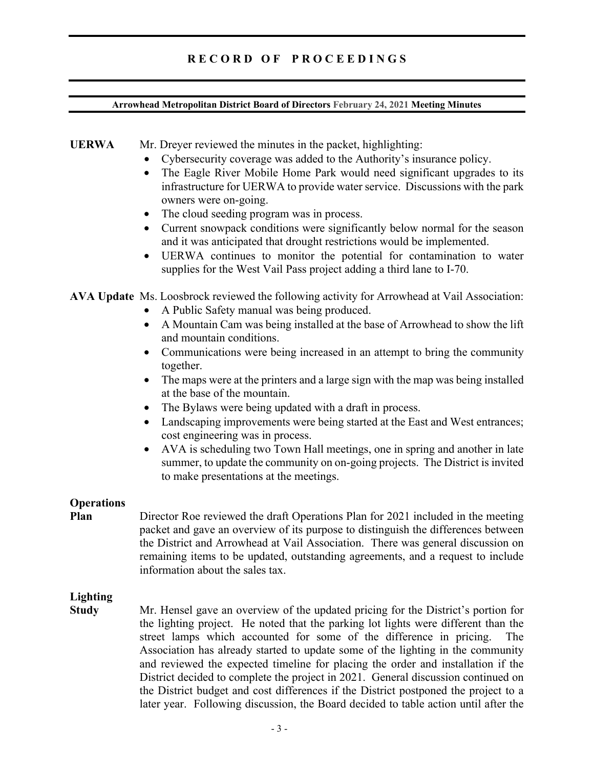**UERWA** Mr. Dreyer reviewed the minutes in the packet, highlighting:

- Cybersecurity coverage was added to the Authority's insurance policy.
- The Eagle River Mobile Home Park would need significant upgrades to its infrastructure for UERWA to provide water service. Discussions with the park owners were on-going.
- The cloud seeding program was in process.
- Current snowpack conditions were significantly below normal for the season and it was anticipated that drought restrictions would be implemented.
- UERWA continues to monitor the potential for contamination to water supplies for the West Vail Pass project adding a third lane to I-70.

**AVA Update** Ms. Loosbrock reviewed the following activity for Arrowhead at Vail Association:

- A Public Safety manual was being produced.
- A Mountain Cam was being installed at the base of Arrowhead to show the lift and mountain conditions.
- Communications were being increased in an attempt to bring the community together.
- The maps were at the printers and a large sign with the map was being installed at the base of the mountain.
- The Bylaws were being updated with a draft in process.
- Landscaping improvements were being started at the East and West entrances; cost engineering was in process.
- AVA is scheduling two Town Hall meetings, one in spring and another in late summer, to update the community on on-going projects. The District is invited to make presentations at the meetings.

**Operations Plan**

Director Roe reviewed the draft Operations Plan for 2021 included in the meeting packet and gave an overview of its purpose to distinguish the differences between the District and Arrowhead at Vail Association. There was general discussion on remaining items to be updated, outstanding agreements, and a request to include information about the sales tax.

**Lighting Study**

Mr. Hensel gave an overview of the updated pricing for the District's portion for the lighting project. He noted that the parking lot lights were different than the street lamps which accounted for some of the difference in pricing. The Association has already started to update some of the lighting in the community and reviewed the expected timeline for placing the order and installation if the District decided to complete the project in 2021. General discussion continued on the District budget and cost differences if the District postponed the project to a later year. Following discussion, the Board decided to table action until after the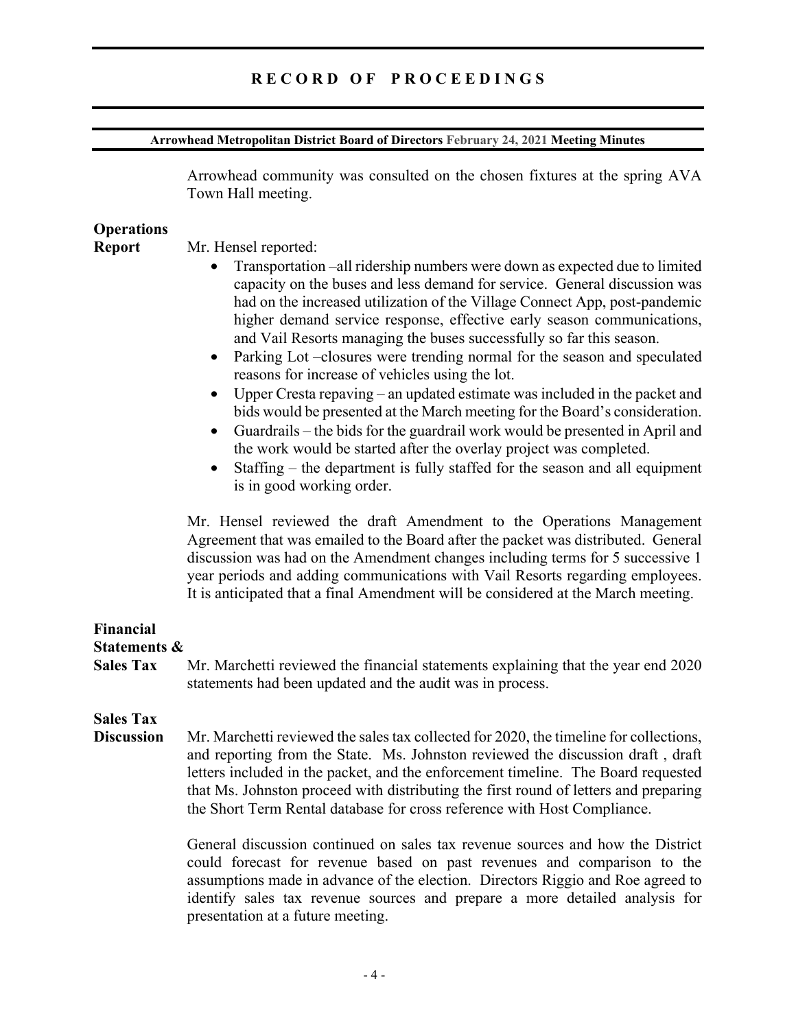Arrowhead community was consulted on the chosen fixtures at the spring AVA Town Hall meeting.

**Operations Report**

Mr. Hensel reported:

- Transportation –all ridership numbers were down as expected due to limited capacity on the buses and less demand for service. General discussion was had on the increased utilization of the Village Connect App, post-pandemic higher demand service response, effective early season communications, and Vail Resorts managing the buses successfully so far this season.
- Parking Lot –closures were trending normal for the season and speculated reasons for increase of vehicles using the lot.
- Upper Cresta repaving – an updated estimate was included in the packet and bids would be presented at the March meeting for the Board's consideration.
- Guardrails – the bids for the guardrail work would be presented in April and the work would be started after the overlay project was completed.
- Staffing – the department is fully staffed for the season and all equipment is in good working order.

Mr. Hensel reviewed the draft Amendment to the Operations Management Agreement that was emailed to the Board after the packet was distributed. General discussion was had on the Amendment changes including terms for 5 successive 1 year periods and adding communications with Vail Resorts regarding employees. It is anticipated that a final Amendment will be considered at the March meeting.

**Financial Statements & Sales Tax**

Mr. Marchetti reviewed the financial statements explaining that the year end 2020 statements had been updated and the audit was in process.

**Sales Tax Discussion**

Mr. Marchetti reviewed the sales tax collected for 2020, the timeline for collections, and reporting from the State. Ms. Johnston reviewed the discussion draft , draft letters included in the packet, and the enforcement timeline. The Board requested that Ms. Johnston proceed with distributing the first round of letters and preparing the Short Term Rental database for cross reference with Host Compliance.

General discussion continued on sales tax revenue sources and how the District could forecast for revenue based on past revenues and comparison to the assumptions made in advance of the election. Directors Riggio and Roe agreed to identify sales tax revenue sources and prepare a more detailed analysis for presentation at a future meeting.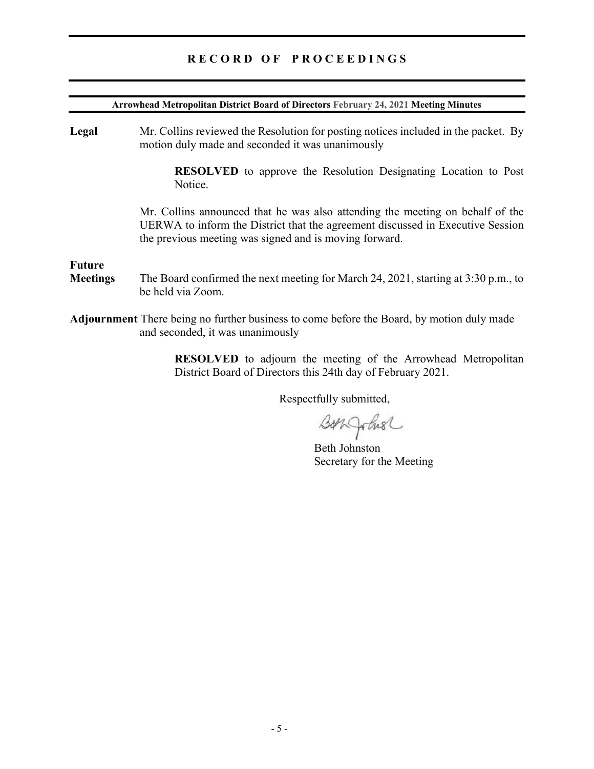**Legal** Mr. Collins reviewed the Resolution for posting notices included in the packet. By motion duly made and seconded it was unanimously

> **RESOLVED** to approve the Resolution Designating Location to Post Notice.

Mr. Collins announced that he was also attending the meeting on behalf of the UERWA to inform the District that the agreement discussed in Executive Session the previous meeting was signed and is moving forward.

**Future Meetings** The Board confirmed the next meeting for March 24, 2021, starting at 3:30 p.m., to be held via Zoom.

**Adjournment** There being no further business to come before the Board, by motion duly made and seconded, it was unanimously

> **RESOLVED** to adjourn the meeting of the Arrowhead Metropolitan District Board of Directors this 24th day of February 2021.

Respectfully submitted,

Beth Johnston
Secretary for the Meeting